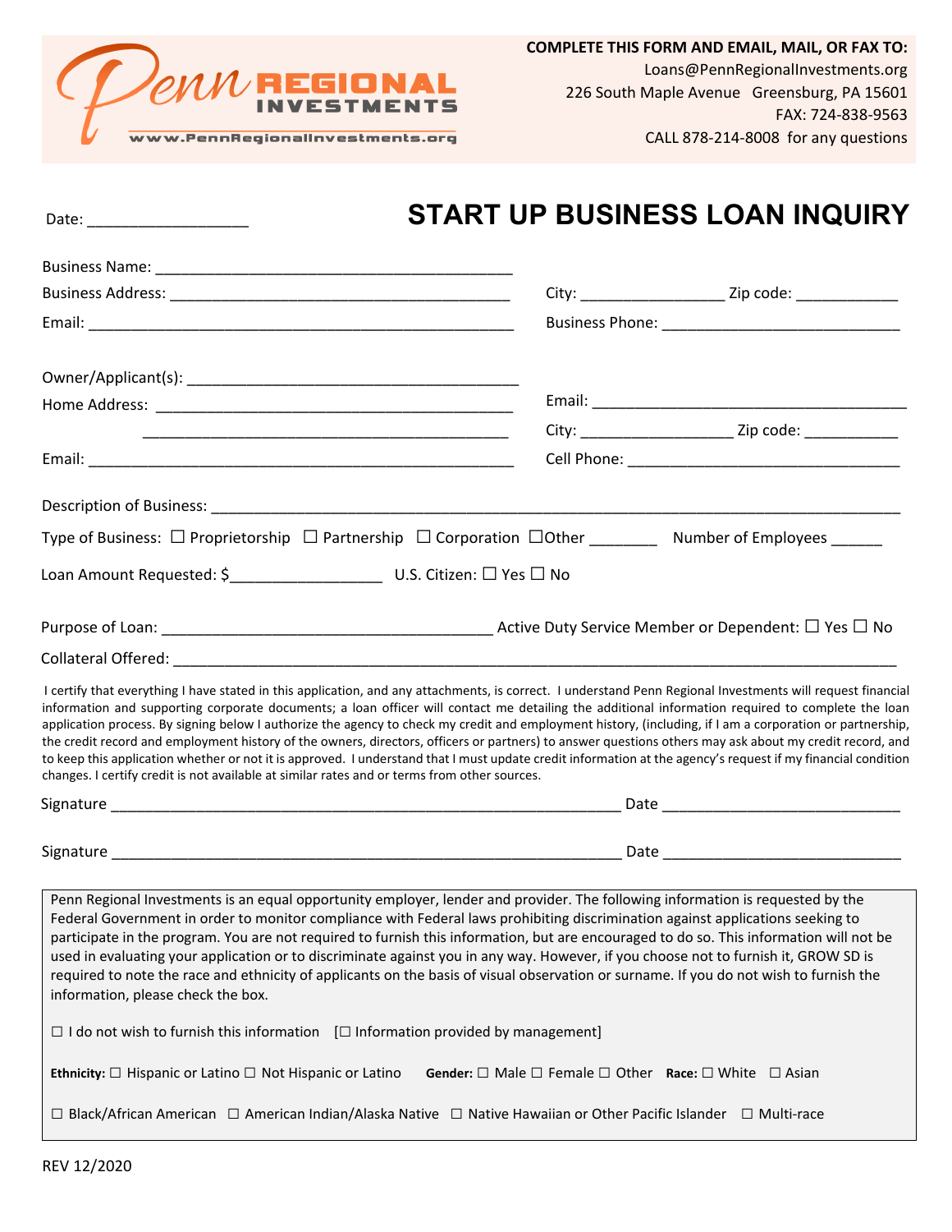Penn REGIONAL INVESTMENTS

www.PennRegionalInvestments.org

**COMPLETE THIS FORM AND EMAIL, MAIL, OR FAX TO:**
Loans@PennRegionalInvestments.org
226 South Maple Avenue Greensburg, PA 15601
FAX: 724-838-9563
CALL 878-214-8008 for any questions

Date: ___________________

# START UP BUSINESS LOAN INQUIRY

Business Name: ___________________________________________

Business Address: _________________________________________ City: _________________ Zip code: ____________

Email: ___________________________________________________ Business Phone: ____________________________

Owner/Applicant(s): ________________________________________

Home Address: ____________________________________________ Email: ______________________________________

____________________________________________ City: __________________ Zip code: ___________

Email: ___________________________________________________ Cell Phone: __________________________________

Description of Business: ____________________________________________________________________________________

Type of Business: ☐ Proprietorship ☐ Partnership ☐ Corporation ☐Other ________ Number of Employees ______

Loan Amount Requested: $__________________ U.S. Citizen: ☐ Yes ☐ No

Purpose of Loan: ________________________________________ Active Duty Service Member or Dependent: ☐ Yes ☐ No

Collateral Offered: ______________________________________________________________________________________

I certify that everything I have stated in this application, and any attachments, is correct. I understand Penn Regional Investments will request financial information and supporting corporate documents; a loan officer will contact me detailing the additional information required to complete the loan application process. By signing below I authorize the agency to check my credit and employment history, (including, if I am a corporation or partnership, the credit record and employment history of the owners, directors, officers or partners) to answer questions others may ask about my credit record, and to keep this application whether or not it is approved. I understand that I must update credit information at the agency's request if my financial condition changes. I certify credit is not available at similar rates and or terms from other sources.

Signature _______________________________________________________________ Date ____________________________

Signature _______________________________________________________________ Date ____________________________

Penn Regional Investments is an equal opportunity employer, lender and provider. The following information is requested by the Federal Government in order to monitor compliance with Federal laws prohibiting discrimination against applications seeking to participate in the program. You are not required to furnish this information, but are encouraged to do so. This information will not be used in evaluating your application or to discriminate against you in any way. However, if you choose not to furnish it, GROW SD is required to note the race and ethnicity of applicants on the basis of visual observation or surname. If you do not wish to furnish the information, please check the box.

☐ I do not wish to furnish this information [☐ Information provided by management]

**Ethnicity:** ☐ Hispanic or Latino ☐ Not Hispanic or Latino **Gender:** ☐ Male ☐ Female ☐ Other **Race:** ☐ White ☐ Asian

☐ Black/African American ☐ American Indian/Alaska Native ☐ Native Hawaiian or Other Pacific Islander ☐ Multi-race

REV 12/2020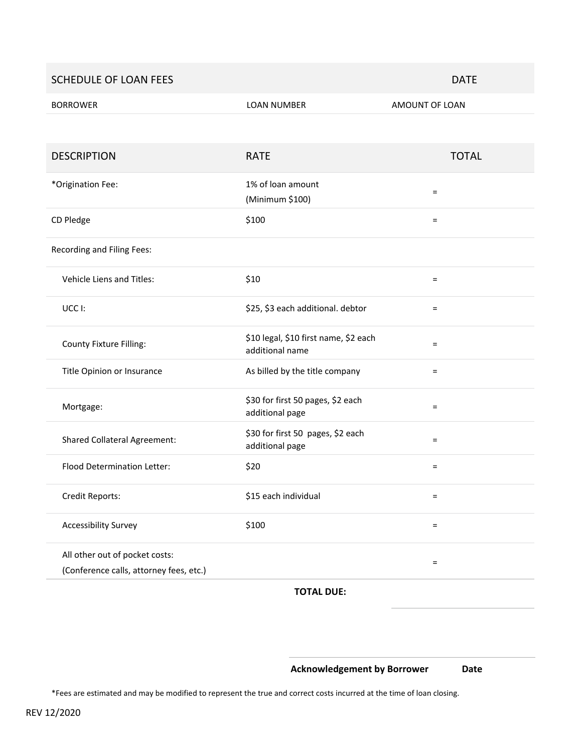| SCHEDULE OF LOAN FEES | | DATE |
| --- | --- | --- |
| BORROWER | LOAN NUMBER | AMOUNT OF LOAN |

| DESCRIPTION | RATE | TOTAL |
| --- | --- | --- |
| *Origination Fee: | 1% of loan amount (Minimum $100) | = |
| CD Pledge | $100 | = |
| Recording and Filing Fees: | | |
| Vehicle Liens and Titles: | $10 | = |
| UCC I: | $25, $3 each additional. debtor | = |
| County Fixture Filling: | $10 legal, $10 first name, $2 each additional name | = |
| Title Opinion or Insurance | As billed by the title company | = |
| Mortgage: | $30 for first 50 pages, $2 each additional page | = |
| Shared Collateral Agreement: | $30 for first 50 pages, $2 each additional page | = |
| Flood Determination Letter: | $20 | = |
| Credit Reports: | $15 each individual | = |
| Accessibility Survey | $100 | = |
| All other out of pocket costs: (Conference calls, attorney fees, etc.) | | = |
| | **TOTAL DUE:** | |

**Acknowledgement by Borrower** **Date**

*Fees are estimated and may be modified to represent the true and correct costs incurred at the time of loan closing.

REV 12/2020